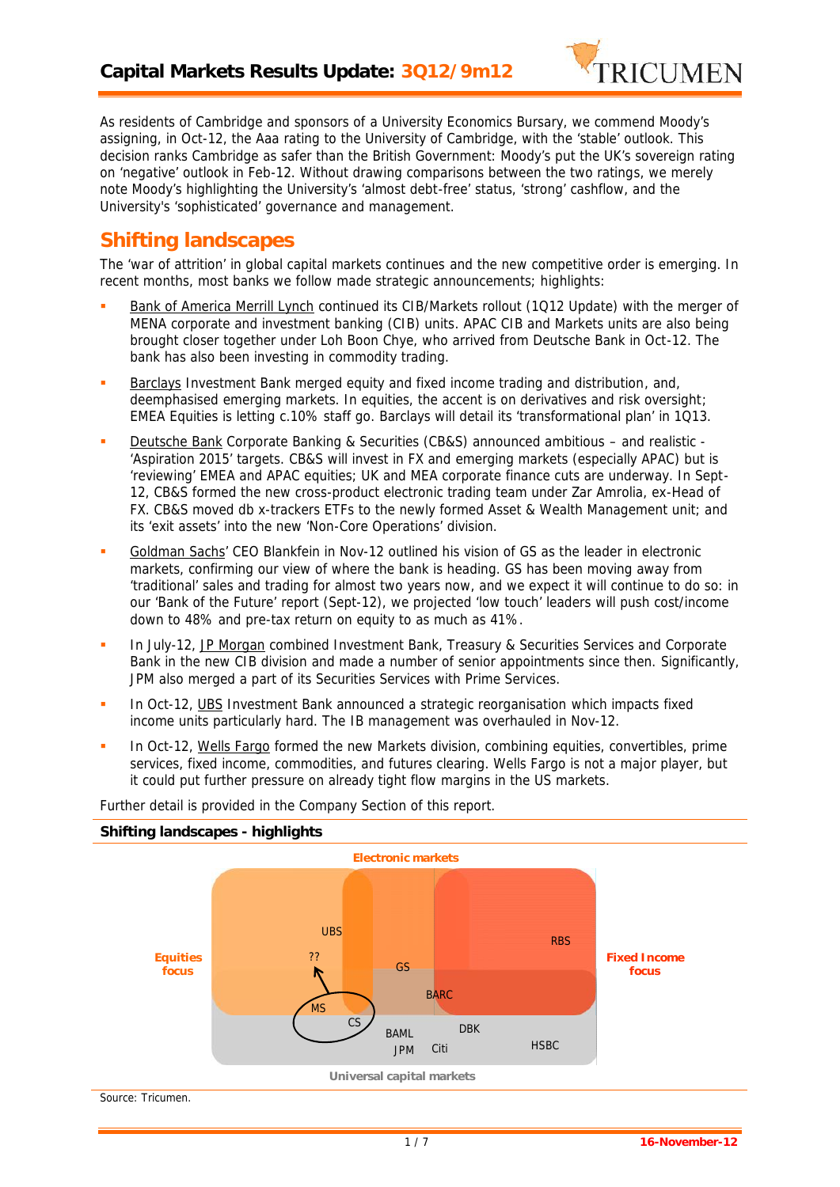# Capital Markets Results Update: 3Q12/9m12

As residents of Cambridge and sponsors of a University Economics Bursary, we commend Moody's assigning, in Oct-12, the Aaa rating to the University of Cambridge, with the 'stable' outlook. This decision ranks Cambridge as safer than the British Government: Moody's put the UK's sovereign rating on 'negative' outlook in Feb-12. Without drawing comparisons between the two ratings, we merely note Moody's highlighting the University's 'almost debt-free' status, 'strong' cashflow, and the University's 'sophisticated' governance and management.

## Shifting landscapes

The 'war of attrition' in global capital markets continues and the new competitive order is emerging. In recent months, most banks we follow made strategic announcements; highlights:

- Bank of America Merrill Lynch continued its CIB/Markets rollout (1Q12 Update) with the merger of MENA corporate and investment banking (CIB) units. APAC CIB and Markets units are also being brought closer together under Loh Boon Chye, who arrived from Deutsche Bank in Oct-12. The bank has also been investing in commodity trading.
- Barclays Investment Bank merged equity and fixed income trading and distribution, and, deemphasised emerging markets. In equities, the accent is on derivatives and risk oversight; EMEA Equities is letting c.10% staff go. Barclays will detail its 'transformational plan' in 1Q13.
- Deutsche Bank Corporate Banking & Securities (CB&S) announced ambitious – and realistic - 'Aspiration 2015' targets. CB&S will invest in FX and emerging markets (especially APAC) but is 'reviewing' EMEA and APAC equities; UK and MEA corporate finance cuts are underway. In Sept-12, CB&S formed the new cross-product electronic trading team under Zar Amrolia, ex-Head of FX. CB&S moved db x-trackers ETFs to the newly formed Asset & Wealth Management unit; and its 'exit assets' into the new 'Non-Core Operations' division.
- Goldman Sachs' CEO Blankfein in Nov-12 outlined his vision of GS as the leader in electronic markets, confirming our view of where the bank is heading. GS has been moving away from 'traditional' sales and trading for almost two years now, and we expect it will continue to do so: in our 'Bank of the Future' report (Sept-12), we projected 'low touch' leaders will push cost/income down to 48% and pre-tax return on equity to as much as 41%.
- In July-12, JP Morgan combined Investment Bank, Treasury & Securities Services and Corporate Bank in the new CIB division and made a number of senior appointments since then. Significantly, JPM also merged a part of its Securities Services with Prime Services.
- In Oct-12, UBS Investment Bank announced a strategic reorganisation which impacts fixed income units particularly hard. The IB management was overhauled in Nov-12.
- In Oct-12, Wells Fargo formed the new Markets division, combining equities, convertibles, prime services, fixed income, commodities, and futures clearing. Wells Fargo is not a major player, but it could put further pressure on already tight flow margins in the US markets.

Further detail is provided in the Company Section of this report.

**Shifting landscapes - highlights**

Electronic markets

Equities focus

Fixed Income focus

UBS, ??, MS, CS, GS, RBS, BARC, BAML, JPM, DBK, Citi, HSBC

Universal capital markets

Source: Tricumen.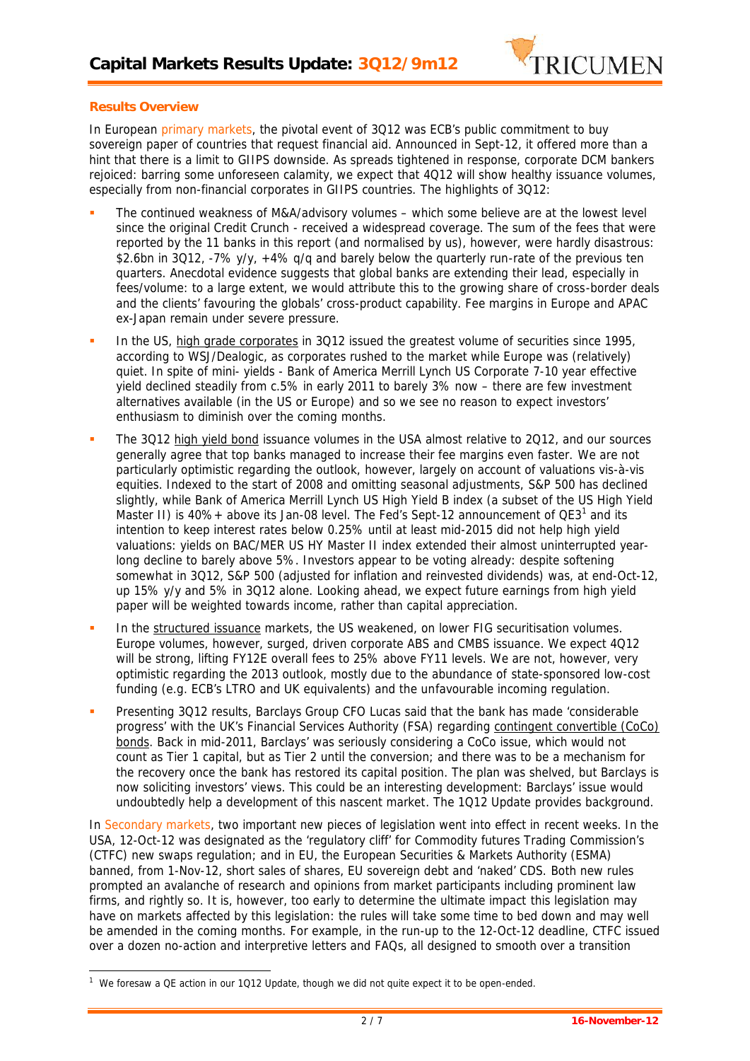# Capital Markets Results Update: 3Q12/9m12

## Results Overview

In European primary markets, the pivotal event of 3Q12 was ECB's public commitment to buy sovereign paper of countries that request financial aid. Announced in Sept-12, it offered more than a hint that there is a limit to GIIPS downside. As spreads tightened in response, corporate DCM bankers rejoiced: barring some unforeseen calamity, we expect that 4Q12 will show healthy issuance volumes, especially from non-financial corporates in GIIPS countries. The highlights of 3Q12:

- The continued weakness of M&A/advisory volumes – which some believe are at the lowest level since the original Credit Crunch - received a widespread coverage. The sum of the fees that were reported by the 11 banks in this report (and normalised by us), however, were hardly disastrous: \$2.6bn in 3Q12, -7% y/y, +4% q/q and barely below the quarterly run-rate of the previous ten quarters. Anecdotal evidence suggests that global banks are extending their lead, especially in fees/volume: to a large extent, we would attribute this to the growing share of cross-border deals and the clients' favouring the globals' cross-product capability. Fee margins in Europe and APAC ex-Japan remain under severe pressure.
- In the US, high grade corporates in 3Q12 issued the greatest volume of securities since 1995, according to WSJ/Dealogic, as corporates rushed to the market while Europe was (relatively) quiet. In spite of mini- yields - Bank of America Merrill Lynch US Corporate 7-10 year effective yield declined steadily from c.5% in early 2011 to barely 3% now – there are few investment alternatives available (in the US or Europe) and so we see no reason to expect investors' enthusiasm to diminish over the coming months.
- The 3Q12 high yield bond issuance volumes in the USA almost relative to 2Q12, and our sources generally agree that top banks managed to increase their fee margins even faster. We are not particularly optimistic regarding the outlook, however, largely on account of valuations vis-à-vis equities. Indexed to the start of 2008 and omitting seasonal adjustments, S&P 500 has declined slightly, while Bank of America Merrill Lynch US High Yield B index (a subset of the US High Yield Master II) is 40%+ above its Jan-08 level. The Fed's Sept-12 announcement of QE3[1] and its intention to keep interest rates below 0.25% until at least mid-2015 did not help high yield valuations: yields on BAC/MER US HY Master II index extended their almost uninterrupted year-long decline to barely above 5%. Investors appear to be voting already: despite softening somewhat in 3Q12, S&P 500 (adjusted for inflation and reinvested dividends) was, at end-Oct-12, up 15% y/y and 5% in 3Q12 alone. Looking ahead, we expect future earnings from high yield paper will be weighted towards income, rather than capital appreciation.
- In the structured issuance markets, the US weakened, on lower FIG securitisation volumes. Europe volumes, however, surged, driven corporate ABS and CMBS issuance. We expect 4Q12 will be strong, lifting FY12E overall fees to 25% above FY11 levels. We are not, however, very optimistic regarding the 2013 outlook, mostly due to the abundance of state-sponsored low-cost funding (e.g. ECB's LTRO and UK equivalents) and the unfavourable incoming regulation.
- Presenting 3Q12 results, Barclays Group CFO Lucas said that the bank has made 'considerable progress' with the UK's Financial Services Authority (FSA) regarding contingent convertible (CoCo) bonds. Back in mid-2011, Barclays' was seriously considering a CoCo issue, which would not count as Tier 1 capital, but as Tier 2 until the conversion; and there was to be a mechanism for the recovery once the bank has restored its capital position. The plan was shelved, but Barclays is now soliciting investors' views. This could be an interesting development: Barclays' issue would undoubtedly help a development of this nascent market. The 1Q12 Update provides background.

In Secondary markets, two important new pieces of legislation went into effect in recent weeks. In the USA, 12-Oct-12 was designated as the 'regulatory cliff' for Commodity futures Trading Commission's (CTFC) new swaps regulation; and in EU, the European Securities & Markets Authority (ESMA) banned, from 1-Nov-12, short sales of shares, EU sovereign debt and 'naked' CDS. Both new rules prompted an avalanche of research and opinions from market participants including prominent law firms, and rightly so. It is, however, too early to determine the ultimate impact this legislation may have on markets affected by this legislation: the rules will take some time to bed down and may well be amended in the coming months. For example, in the run-up to the 12-Oct-12 deadline, CTFC issued over a dozen no-action and interpretive letters and FAQs, all designed to smooth over a transition

---

[1] We foresaw a QE action in our 1Q12 Update, though we did not quite expect it to be open-ended.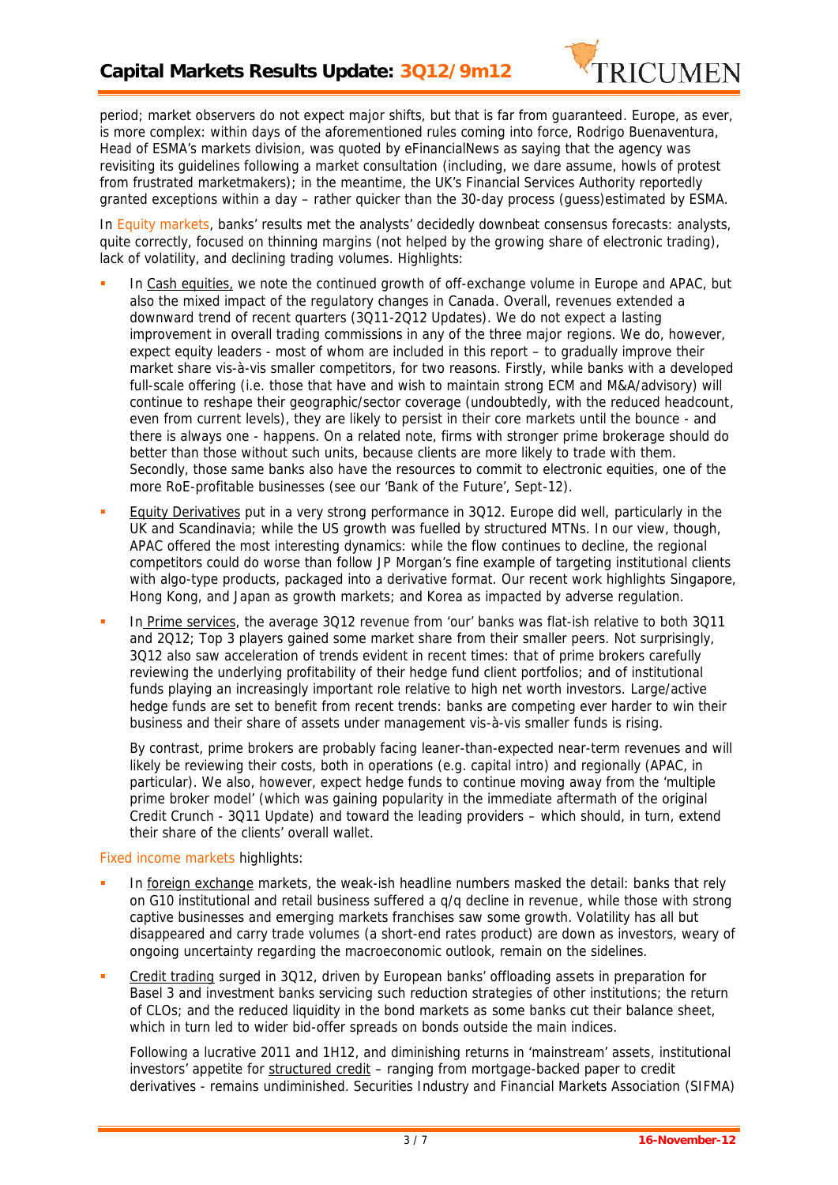period; market observers do not expect major shifts, but that is far from guaranteed. Europe, as ever, is more complex: within days of the aforementioned rules coming into force, Rodrigo Buenaventura, Head of ESMA's markets division, was quoted by eFinancialNews as saying that the agency was revisiting its guidelines following a market consultation (including, we dare assume, howls of protest from frustrated marketmakers); in the meantime, the UK's Financial Services Authority reportedly granted exceptions within a day – rather quicker than the 30-day process (guess)estimated by ESMA.

In Equity markets, banks' results met the analysts' decidedly downbeat consensus forecasts: analysts, quite correctly, focused on thinning margins (not helped by the growing share of electronic trading), lack of volatility, and declining trading volumes. Highlights:

- In Cash equities, we note the continued growth of off-exchange volume in Europe and APAC, but also the mixed impact of the regulatory changes in Canada. Overall, revenues extended a downward trend of recent quarters (3Q11-2Q12 Updates). We do not expect a lasting improvement in overall trading commissions in any of the three major regions. We do, however, expect equity leaders - most of whom are included in this report – to gradually improve their market share vis-à-vis smaller competitors, for two reasons. Firstly, while banks with a developed full-scale offering (i.e. those that have and wish to maintain strong ECM and M&A/advisory) will continue to reshape their geographic/sector coverage (undoubtedly, with the reduced headcount, even from current levels), they are likely to persist in their core markets until the bounce - and there is always one - happens. On a related note, firms with stronger prime brokerage should do better than those without such units, because clients are more likely to trade with them. Secondly, those same banks also have the resources to commit to electronic equities, one of the more RoE-profitable businesses (see our 'Bank of the Future', Sept-12).

- Equity Derivatives put in a very strong performance in 3Q12. Europe did well, particularly in the UK and Scandinavia; while the US growth was fuelled by structured MTNs. In our view, though, APAC offered the most interesting dynamics: while the flow continues to decline, the regional competitors could do worse than follow JP Morgan's fine example of targeting institutional clients with algo-type products, packaged into a derivative format. Our recent work highlights Singapore, Hong Kong, and Japan as growth markets; and Korea as impacted by adverse regulation.

- In Prime services, the average 3Q12 revenue from 'our' banks was flat-ish relative to both 3Q11 and 2Q12; Top 3 players gained some market share from their smaller peers. Not surprisingly, 3Q12 also saw acceleration of trends evident in recent times: that of prime brokers carefully reviewing the underlying profitability of their hedge fund client portfolios; and of institutional funds playing an increasingly important role relative to high net worth investors. Large/active hedge funds are set to benefit from recent trends: banks are competing ever harder to win their business and their share of assets under management vis-à-vis smaller funds is rising.

  By contrast, prime brokers are probably facing leaner-than-expected near-term revenues and will likely be reviewing their costs, both in operations (e.g. capital intro) and regionally (APAC, in particular). We also, however, expect hedge funds to continue moving away from the 'multiple prime broker model' (which was gaining popularity in the immediate aftermath of the original Credit Crunch - 3Q11 Update) and toward the leading providers – which should, in turn, extend their share of the clients' overall wallet.

Fixed income markets highlights:

- In foreign exchange markets, the weak-ish headline numbers masked the detail: banks that rely on G10 institutional and retail business suffered a q/q decline in revenue, while those with strong captive businesses and emerging markets franchises saw some growth. Volatility has all but disappeared and carry trade volumes (a short-end rates product) are down as investors, weary of ongoing uncertainty regarding the macroeconomic outlook, remain on the sidelines.

- Credit trading surged in 3Q12, driven by European banks' offloading assets in preparation for Basel 3 and investment banks servicing such reduction strategies of other institutions; the return of CLOs; and the reduced liquidity in the bond markets as some banks cut their balance sheet, which in turn led to wider bid-offer spreads on bonds outside the main indices.

  Following a lucrative 2011 and 1H12, and diminishing returns in 'mainstream' assets, institutional investors' appetite for structured credit – ranging from mortgage-backed paper to credit derivatives - remains undiminished. Securities Industry and Financial Markets Association (SIFMA)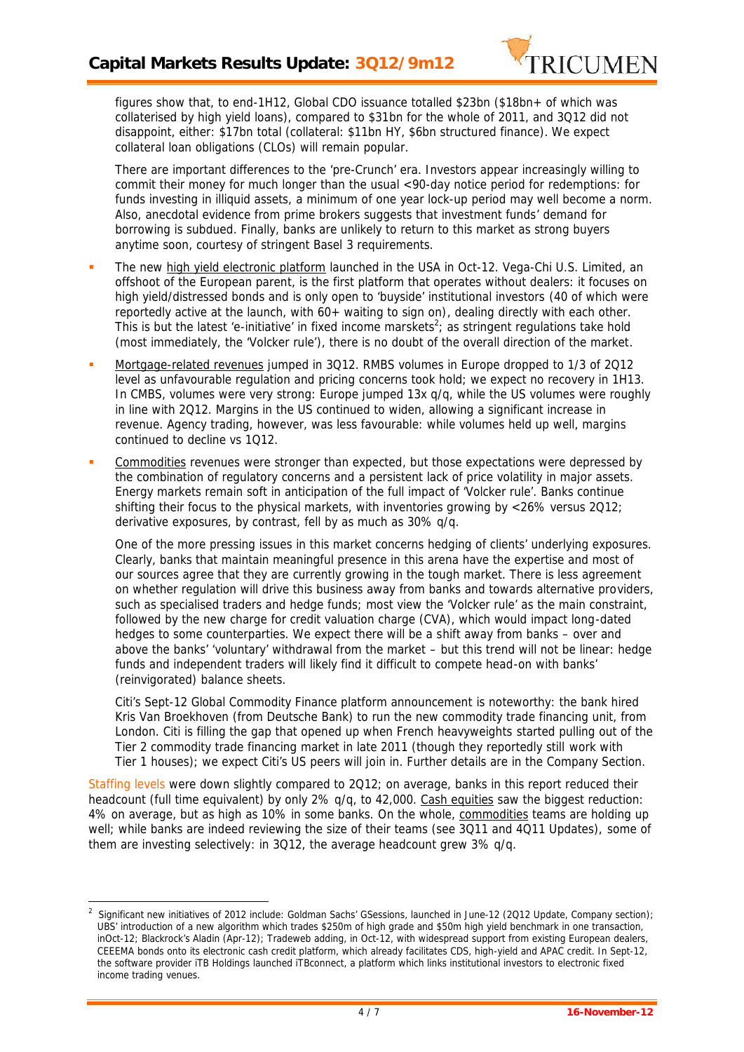figures show that, to end-1H12, Global CDO issuance totalled $23bn ($18bn+ of which was collaterised by high yield loans), compared to $31bn for the whole of 2011, and 3Q12 did not disappoint, either: $17bn total (collateral: $11bn HY, $6bn structured finance). We expect collateral loan obligations (CLOs) will remain popular.

There are important differences to the 'pre-Crunch' era. Investors appear increasingly willing to commit their money for much longer than the usual <90-day notice period for redemptions: for funds investing in illiquid assets, a minimum of one year lock-up period may well become a norm. Also, anecdotal evidence from prime brokers suggests that investment funds' demand for borrowing is subdued. Finally, banks are unlikely to return to this market as strong buyers anytime soon, courtesy of stringent Basel 3 requirements.

- The new high yield electronic platform launched in the USA in Oct-12. Vega-Chi U.S. Limited, an offshoot of the European parent, is the first platform that operates without dealers: it focuses on high yield/distressed bonds and is only open to 'buyside' institutional investors (40 of which were reportedly active at the launch, with 60+ waiting to sign on), dealing directly with each other. This is but the latest 'e-initiative' in fixed income marskets[2]; as stringent regulations take hold (most immediately, the 'Volcker rule'), there is no doubt of the overall direction of the market.
- Mortgage-related revenues jumped in 3Q12. RMBS volumes in Europe dropped to 1/3 of 2Q12 level as unfavourable regulation and pricing concerns took hold; we expect no recovery in 1H13. In CMBS, volumes were very strong: Europe jumped 13x q/q, while the US volumes were roughly in line with 2Q12. Margins in the US continued to widen, allowing a significant increase in revenue. Agency trading, however, was less favourable: while volumes held up well, margins continued to decline vs 1Q12.
- Commodities revenues were stronger than expected, but those expectations were depressed by the combination of regulatory concerns and a persistent lack of price volatility in major assets. Energy markets remain soft in anticipation of the full impact of 'Volcker rule'. Banks continue shifting their focus to the physical markets, with inventories growing by <26% versus 2Q12; derivative exposures, by contrast, fell by as much as 30% q/q.

  One of the more pressing issues in this market concerns hedging of clients' underlying exposures. Clearly, banks that maintain meaningful presence in this arena have the expertise and most of our sources agree that they are currently growing in the tough market. There is less agreement on whether regulation will drive this business away from banks and towards alternative providers, such as specialised traders and hedge funds; most view the 'Volcker rule' as the main constraint, followed by the new charge for credit valuation charge (CVA), which would impact long-dated hedges to some counterparties. We expect there will be a shift away from banks – over and above the banks' 'voluntary' withdrawal from the market – but this trend will not be linear: hedge funds and independent traders will likely find it difficult to compete head-on with banks' (reinvigorated) balance sheets.

  Citi's Sept-12 Global Commodity Finance platform announcement is noteworthy: the bank hired Kris Van Broekhoven (from Deutsche Bank) to run the new commodity trade financing unit, from London. Citi is filling the gap that opened up when French heavyweights started pulling out of the Tier 2 commodity trade financing market in late 2011 (though they reportedly still work with Tier 1 houses); we expect Citi's US peers will join in. Further details are in the Company Section.

Staffing levels were down slightly compared to 2Q12; on average, banks in this report reduced their headcount (full time equivalent) by only 2% q/q, to 42,000. Cash equities saw the biggest reduction: 4% on average, but as high as 10% in some banks. On the whole, commodities teams are holding up well; while banks are indeed reviewing the size of their teams (see 3Q11 and 4Q11 Updates), some of them are investing selectively: in 3Q12, the average headcount grew 3% q/q.

---

[2] Significant new initiatives of 2012 include: Goldman Sachs' GSessions, launched in June-12 (2Q12 Update, Company section); UBS' introduction of a new algorithm which trades $250m of high grade and $50m high yield benchmark in one transaction, inOct-12; Blackrock's Aladin (Apr-12); Tradeweb adding, in Oct-12, with widespread support from existing European dealers, CEEEMA bonds onto its electronic cash credit platform, which already facilitates CDS, high-yield and APAC credit. In Sept-12, the software provider iTB Holdings launched iTBconnect, a platform which links institutional investors to electronic fixed income trading venues.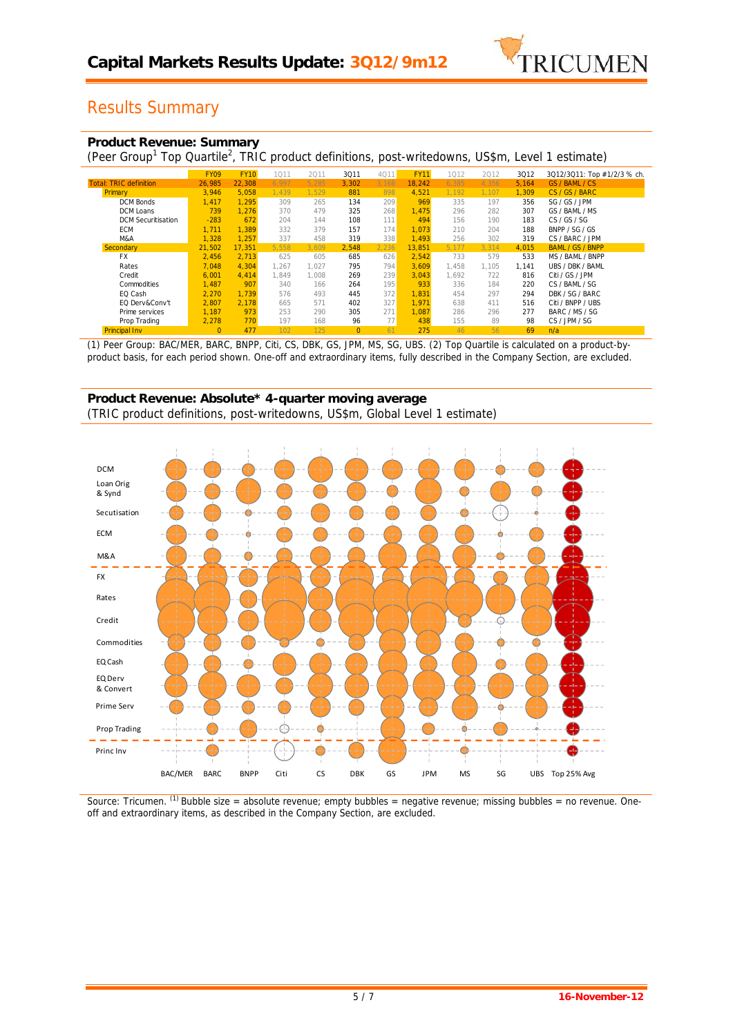# Capital Markets Results Update: 3Q12/9m12

## Results Summary

### Product Revenue: Summary

(Peer Group[1] Top Quartile[2], TRIC product definitions, post-writedowns, US$m, Level 1 estimate)

| | FY09 | FY10 | 1Q11 | 2Q11 | 3Q11 | 4Q11 | FY11 | 1Q12 | 2Q12 | 3Q12 | 3Q12/3Q11: Top #1/2/3 % ch. |
|---|---|---|---|---|---|---|---|---|---|---|---|
| Total: TRIC definition | 26,985 | 22,308 | 6,997 | 5,285 | 3,302 | 3,168 | 18,242 | 6,385 | 4,356 | 5,164 | GS / BAML / CS |
| Primary | 3,946 | 5,058 | 1,439 | 1,529 | 881 | 898 | 4,521 | 1,192 | 1,107 | 1,309 | CS / GS / BARC |
| DCM Bonds | 1,417 | 1,295 | 309 | 265 | 134 | 209 | 969 | 335 | 197 | 356 | SG / GS / JPM |
| DCM Loans | 739 | 1,276 | 370 | 479 | 325 | 268 | 1,475 | 296 | 282 | 307 | GS / BAML / MS |
| DCM Securitisation | -283 | 672 | 204 | 144 | 108 | 111 | 494 | 156 | 190 | 183 | CS / GS / SG |
| ECM | 1,711 | 1,389 | 332 | 379 | 157 | 174 | 1,073 | 210 | 204 | 188 | BNPP / SG / GS |
| M&A | 1,328 | 1,257 | 337 | 458 | 319 | 338 | 1,493 | 256 | 302 | 319 | CS / BARC / JPM |
| Secondary | 21,502 | 17,351 | 5,558 | 3,609 | 2,548 | 2,236 | 13,851 | 5,177 | 3,314 | 4,015 | BAML / GS / BNPP |
| FX | 2,456 | 2,713 | 625 | 605 | 685 | 626 | 2,542 | 733 | 579 | 533 | MS / BAML / BNPP |
| Rates | 7,048 | 4,304 | 1,267 | 1,027 | 795 | 794 | 3,609 | 1,458 | 1,105 | 1,141 | UBS / DBK / BAML |
| Credit | 6,001 | 4,414 | 1,849 | 1,008 | 269 | 239 | 3,043 | 1,692 | 722 | 816 | Citi / GS / JPM |
| Commodities | 1,487 | 907 | 340 | 166 | 264 | 195 | 933 | 336 | 184 | 220 | CS / BAML / SG |
| EQ Cash | 2,270 | 1,739 | 576 | 493 | 445 | 372 | 1,831 | 454 | 297 | 294 | DBK / SG / BARC |
| EQ Derv&Conv't | 2,807 | 2,178 | 665 | 571 | 402 | 327 | 1,971 | 638 | 411 | 516 | Citi / BNPP / UBS |
| Prime services | 1,187 | 973 | 253 | 290 | 305 | 271 | 1,087 | 286 | 296 | 277 | BARC / MS / SG |
| Prop Trading | 2,278 | 770 | 197 | 168 | 96 | 77 | 438 | 155 | 89 | 98 | CS / JPM / SG |
| Principal Inv | 0 | 477 | 102 | 125 | 0 | 61 | 275 | 46 | 56 | 69 | n/a |

(1) Peer Group: BAC/MER, BARC, BNPP, Citi, CS, DBK, GS, JPM, MS, SG, UBS. (2) Top Quartile is calculated on a product-by-product basis, for each period shown. One-off and extraordinary items, fully described in the Company Section, are excluded.

### Product Revenue: Absolute* 4-quarter moving average

(TRIC product definitions, post-writedowns, US$m, Global Level 1 estimate)

Source: Tricumen. (1) Bubble size = absolute revenue; empty bubbles = negative revenue; missing bubbles = no revenue. One-off and extraordinary items, as described in the Company Section, are excluded.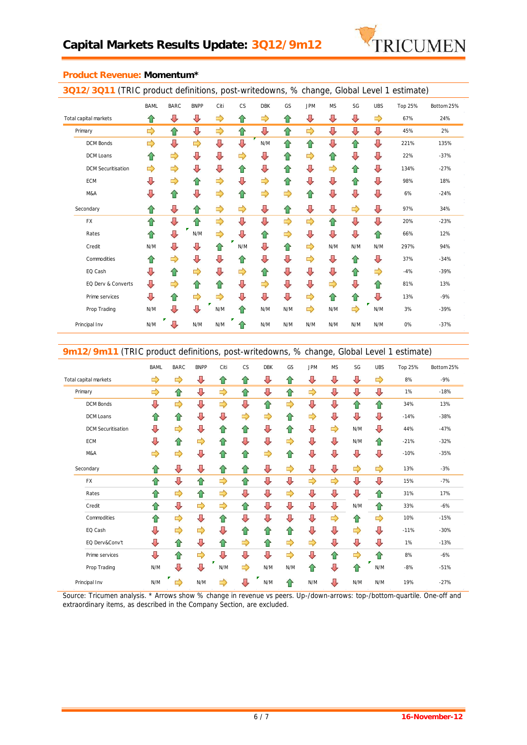## Product Revenue: **Momentum***

### 3Q12/3Q11 (TRIC product definitions, post-writedowns, % change, Global Level 1 estimate)

| | BAML | BARC | BNPP | Citi | CS | DBK | GS | JPM | MS | SG | UBS | Top 25% | Bottom 25% |
|---|---|---|---|---|---|---|---|---|---|---|---|---|---|
| Total capital markets | ⇧ | ⇩ | ⇩ | ⇨ | ⇧ | ⇨ | ⇧ | ⇩ | ⇩ | ⇩ | ⇨ | 67% | 24% |
| Primary | ⇨ | ⇧ | ⇩ | ⇨ | ⇧ | ⇩ | ⇧ | ⇨ | ⇩ | ⇩ | ⇩ | 45% | 2% |
| DCM Bonds | ⇨ | ⇩ | ⇨ | ⇩ | ⇩ | N/M | ⇧ | ⇧ | ⇩ | ⇧ | ⇩ | 221% | 135% |
| DCM Loans | ⇧ | ⇨ | ⇩ | ⇩ | ⇨ | ⇩ | ⇧ | ⇨ | ⇧ | ⇩ | ⇩ | 22% | -37% |
| DCM Securitisation | ⇨ | ⇨ | ⇩ | ⇩ | ⇧ | ⇩ | ⇧ | ⇩ | ⇨ | ⇧ | ⇩ | 134% | -27% |
| ECM | ⇩ | ⇨ | ⇧ | ⇨ | ⇩ | ⇨ | ⇧ | ⇩ | ⇩ | ⇧ | ⇩ | 98% | 18% |
| M&A | ⇩ | ⇧ | ⇩ | ⇨ | ⇧ | ⇨ | ⇨ | ⇧ | ⇩ | ⇩ | ⇩ | 6% | -24% |
| Secondary | ⇧ | ⇩ | ⇧ | ⇨ | ⇨ | ⇩ | ⇧ | ⇩ | ⇩ | ⇨ | ⇩ | 97% | 34% |
| FX | ⇧ | ⇩ | ⇧ | ⇨ | ⇩ | ⇩ | ⇨ | ⇨ | ⇧ | ⇩ | ⇩ | 20% | -23% |
| Rates | ⇧ | ⇩ | N/M | ⇨ | ⇩ | ⇧ | ⇨ | ⇩ | ⇩ | ⇩ | ⇧ | 66% | 12% |
| Credit | N/M | ⇩ | ⇩ | ⇧ | N/M | ⇩ | ⇧ | ⇨ | N/M | N/M | N/M | 297% | 94% |
| Commodities | ⇧ | ⇨ | ⇩ | ⇩ | ⇧ | ⇩ | ⇩ | ⇨ | ⇩ | ⇧ | ⇩ | 37% | -34% |
| EQ Cash | ⇩ | ⇧ | ⇨ | ⇩ | ⇨ | ⇧ | ⇩ | ⇩ | ⇩ | ⇧ | ⇨ | -4% | -39% |
| EQ Derv & Converts | ⇩ | ⇨ | ⇧ | ⇧ | ⇩ | ⇨ | ⇩ | ⇩ | ⇨ | ⇩ | ⇧ | 81% | 13% |
| Prime services | ⇩ | ⇧ | ⇨ | ⇨ | ⇩ | ⇩ | ⇩ | ⇨ | ⇧ | ⇧ | ⇩ | 13% | -9% |
| Prop Trading | N/M | ⇩ | ⇩ | N/M | ⇧ | N/M | N/M | ⇨ | N/M | ⇨ | N/M | 3% | -39% |
| Principal Inv | N/M | ⇩ | N/M | N/M | ⇧ | N/M | N/M | N/M | N/M | N/M | N/M | 0% | -37% |

### 9m12/9m11 (TRIC product definitions, post-writedowns, % change, Global Level 1 estimate)

| | BAML | BARC | BNPP | Citi | CS | DBK | GS | JPM | MS | SG | UBS | Top 25% | Bottom 25% |
|---|---|---|---|---|---|---|---|---|---|---|---|---|---|
| Total capital markets | ⇨ | ⇨ | ⇩ | ⇧ | ⇧ | ⇩ | ⇧ | ⇩ | ⇩ | ⇩ | ⇨ | 8% | -9% |
| Primary | ⇨ | ⇧ | ⇩ | ⇨ | ⇧ | ⇩ | ⇧ | ⇩ | ⇩ | ⇩ | ⇩ | 1% | -18% |
| DCM Bonds | ⇩ | ⇨ | ⇩ | ⇨ | ⇩ | ⇧ | ⇨ | ⇩ | ⇩ | ⇧ | ⇧ | 34% | 13% |
| DCM Loans | ⇧ | ⇧ | ⇩ | ⇩ | ⇨ | ⇨ | ⇧ | ⇨ | ⇩ | ⇩ | ⇩ | -14% | -38% |
| DCM Securitisation | ⇩ | ⇨ | ⇩ | ⇧ | ⇧ | ⇩ | ⇧ | ⇩ | ⇨ | N/M | ⇩ | 44% | -47% |
| ECM | ⇩ | ⇧ | ⇨ | ⇧ | ⇩ | ⇩ | ⇨ | ⇩ | ⇩ | N/M | ⇧ | -21% | -32% |
| M&A | ⇨ | ⇨ | ⇩ | ⇧ | ⇧ | ⇨ | ⇧ | ⇩ | ⇩ | ⇩ | ⇩ | -10% | -35% |
| Secondary | ⇧ | ⇩ | ⇩ | ⇧ | ⇧ | ⇩ | ⇨ | ⇩ | ⇩ | ⇨ | ⇨ | 13% | -3% |
| FX | ⇧ | ⇩ | ⇧ | ⇨ | ⇧ | ⇩ | ⇩ | ⇨ | ⇨ | ⇩ | ⇩ | 15% | -7% |
| Rates | ⇧ | ⇨ | ⇧ | ⇨ | ⇩ | ⇩ | ⇨ | ⇩ | ⇩ | ⇩ | ⇧ | 31% | 17% |
| Credit | ⇧ | ⇩ | ⇨ | ⇨ | ⇧ | ⇩ | ⇩ | ⇩ | ⇩ | N/M | ⇧ | 33% | -6% |
| Commodities | ⇧ | ⇨ | ⇩ | ⇧ | ⇩ | ⇩ | ⇩ | ⇩ | ⇨ | ⇧ | ⇨ | 10% | -15% |
| EQ Cash | ⇩ | ⇨ | ⇨ | ⇩ | ⇧ | ⇧ | ⇧ | ⇩ | ⇩ | ⇨ | ⇩ | -11% | -30% |
| EQ Derv&Conv't | ⇩ | ⇧ | ⇩ | ⇧ | ⇨ | ⇧ | ⇨ | ⇨ | ⇩ | ⇩ | ⇩ | 1% | -13% |
| Prime services | ⇩ | ⇧ | ⇨ | ⇩ | ⇩ | ⇩ | ⇨ | ⇩ | ⇧ | ⇨ | ⇧ | 8% | -6% |
| Prop Trading | N/M | ⇩ | ⇩ | N/M | ⇨ | N/M | N/M | ⇧ | ⇩ | ⇧ | N/M | -8% | -51% |
| Principal Inv | N/M | ⇨ | N/M | ⇨ | ⇩ | N/M | ⇧ | N/M | ⇩ | N/M | N/M | 19% | -27% |

Source: Tricumen analysis. * Arrows show % change in revenue vs peers. Up-/down-arrows: top-/bottom-quartile. One-off and extraordinary items, as described in the Company Section, are excluded.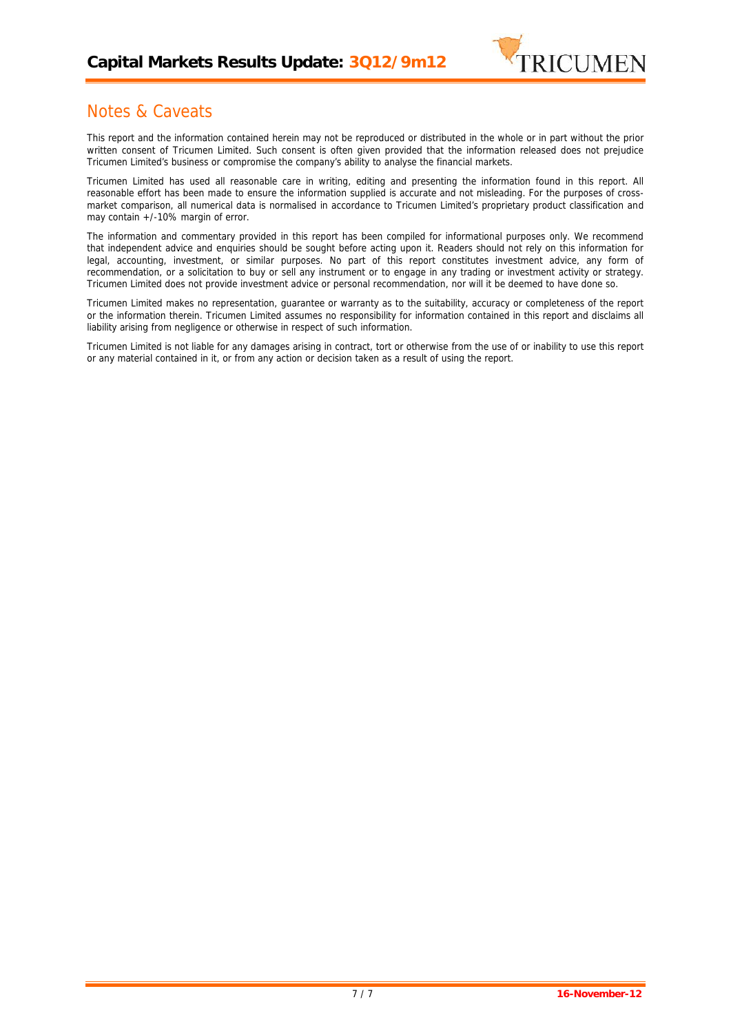# Notes & Caveats

This report and the information contained herein may not be reproduced or distributed in the whole or in part without the prior written consent of Tricumen Limited. Such consent is often given provided that the information released does not prejudice Tricumen Limited's business or compromise the company's ability to analyse the financial markets.

Tricumen Limited has used all reasonable care in writing, editing and presenting the information found in this report. All reasonable effort has been made to ensure the information supplied is accurate and not misleading. For the purposes of cross-market comparison, all numerical data is normalised in accordance to Tricumen Limited's proprietary product classification and may contain +/-10% margin of error.

The information and commentary provided in this report has been compiled for informational purposes only. We recommend that independent advice and enquiries should be sought before acting upon it. Readers should not rely on this information for legal, accounting, investment, or similar purposes. No part of this report constitutes investment advice, any form of recommendation, or a solicitation to buy or sell any instrument or to engage in any trading or investment activity or strategy. Tricumen Limited does not provide investment advice or personal recommendation, nor will it be deemed to have done so.

Tricumen Limited makes no representation, guarantee or warranty as to the suitability, accuracy or completeness of the report or the information therein. Tricumen Limited assumes no responsibility for information contained in this report and disclaims all liability arising from negligence or otherwise in respect of such information.

Tricumen Limited is not liable for any damages arising in contract, tort or otherwise from the use of or inability to use this report or any material contained in it, or from any action or decision taken as a result of using the report.